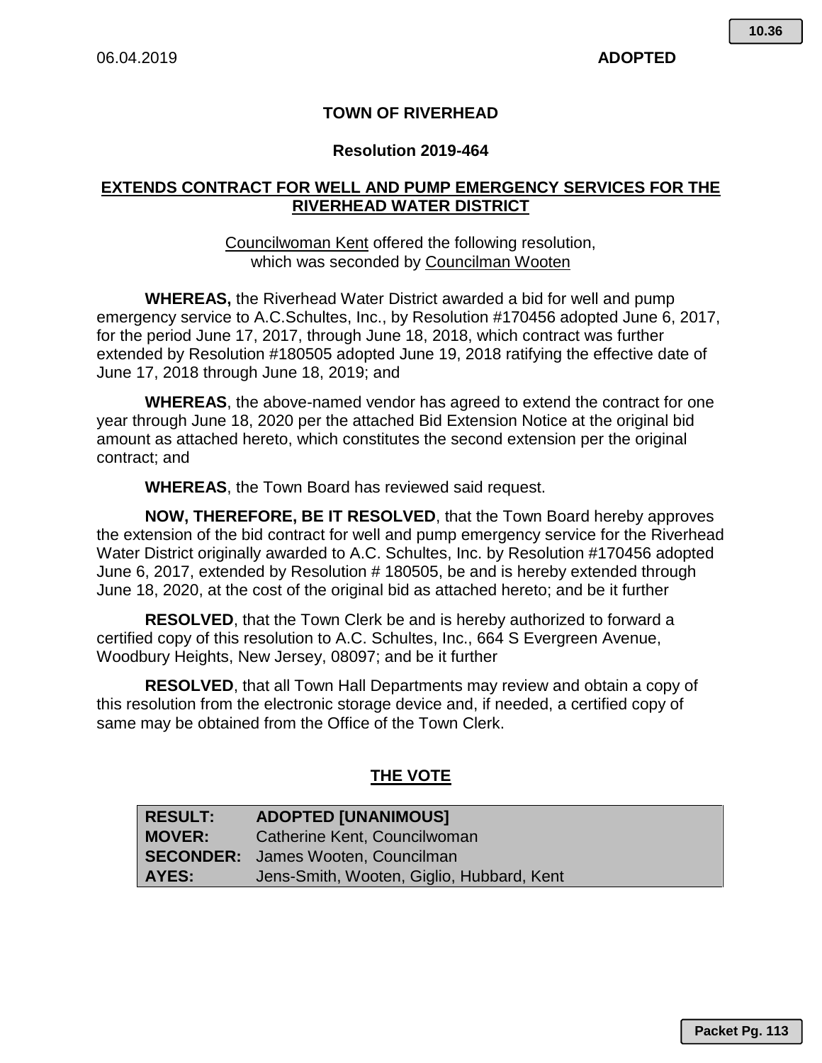06.04.2019 **ADOPTED**

# TOWN OF RIVERHEAD

## Resolution 2019-464

### EXTENDS CONTRACT FOR WELL AND PUMP EMERGENCY SERVICES FOR THE RIVERHEAD WATER DISTRICT

Councilwoman Kent offered the following resolution, which was seconded by Councilman Wooten

**WHEREAS,** the Riverhead Water District awarded a bid for well and pump emergency service to A.C.Schultes, Inc., by Resolution #170456 adopted June 6, 2017, for the period June 17, 2017, through June 18, 2018, which contract was further extended by Resolution #180505 adopted June 19, 2018 ratifying the effective date of June 17, 2018 through June 18, 2019; and

**WHEREAS**, the above-named vendor has agreed to extend the contract for one year through June 18, 2020 per the attached Bid Extension Notice at the original bid amount as attached hereto, which constitutes the second extension per the original contract; and

**WHEREAS**, the Town Board has reviewed said request.

**NOW, THEREFORE, BE IT RESOLVED**, that the Town Board hereby approves the extension of the bid contract for well and pump emergency service for the Riverhead Water District originally awarded to A.C. Schultes, Inc. by Resolution #170456 adopted June 6, 2017, extended by Resolution # 180505, be and is hereby extended through June 18, 2020, at the cost of the original bid as attached hereto; and be it further

**RESOLVED**, that the Town Clerk be and is hereby authorized to forward a certified copy of this resolution to A.C. Schultes, Inc., 664 S Evergreen Avenue, Woodbury Heights, New Jersey, 08097; and be it further

**RESOLVED**, that all Town Hall Departments may review and obtain a copy of this resolution from the electronic storage device and, if needed, a certified copy of same may be obtained from the Office of the Town Clerk.

## THE VOTE

| RESULT: | ADOPTED [UNANIMOUS] |
|---|---|
| MOVER: | Catherine Kent, Councilwoman |
| SECONDER: | James Wooten, Councilman |
| AYES: | Jens-Smith, Wooten, Giglio, Hubbard, Kent |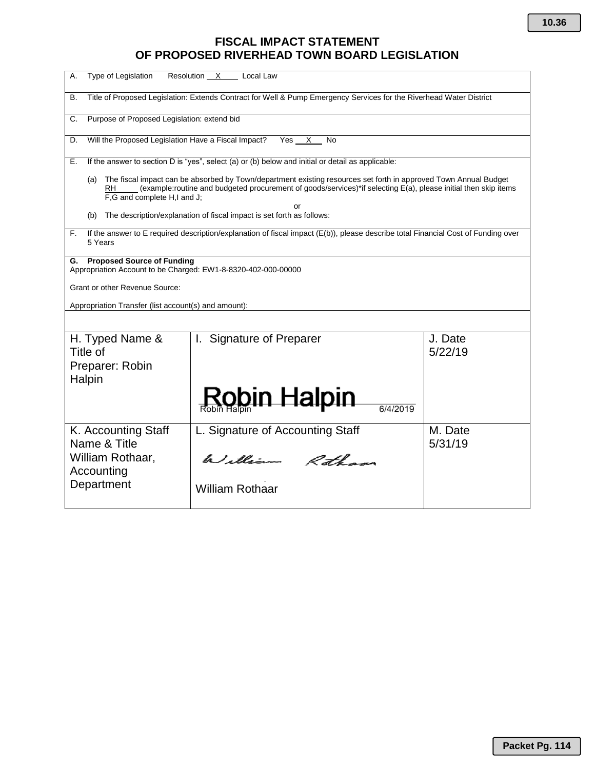10.36

# FISCAL IMPACT STATEMENT
# OF PROPOSED RIVERHEAD TOWN BOARD LEGISLATION

A. Type of Legislation Resolution __X__ Local Law

B. Title of Proposed Legislation: Extends Contract for Well & Pump Emergency Services for the Riverhead Water District

C. Purpose of Proposed Legislation: extend bid

D. Will the Proposed Legislation Have a Fiscal Impact? Yes __X__ No

E. If the answer to section D is "yes", select (a) or (b) below and initial or detail as applicable:

(a) The fiscal impact can be absorbed by Town/department existing resources set forth in approved Town Annual Budget RH_____ (example:routine and budgeted procurement of goods/services)*if selecting E(a), please initial then skip items F,G and complete H,I and J;

or

(b) The description/explanation of fiscal impact is set forth as follows:

F. If the answer to E required description/explanation of fiscal impact (E(b)), please describe total Financial Cost of Funding over 5 Years

**G. Proposed Source of Funding**
Appropriation Account to be Charged: EW1-8-8320-402-000-00000

Grant or other Revenue Source:

Appropriation Transfer (list account(s) and amount):

| H. Typed Name & Title of Preparer: Robin Halpin | I. Signature of Preparer<br>Robin Halpin<br>Robin Halpin 6/4/2019 | J. Date<br>5/22/19 |
|---|---|---|
| K. Accounting Staff Name & Title<br>William Rothaar, Accounting Department | L. Signature of Accounting Staff<br>William Rothaar<br>William Rothaar | M. Date<br>5/31/19 |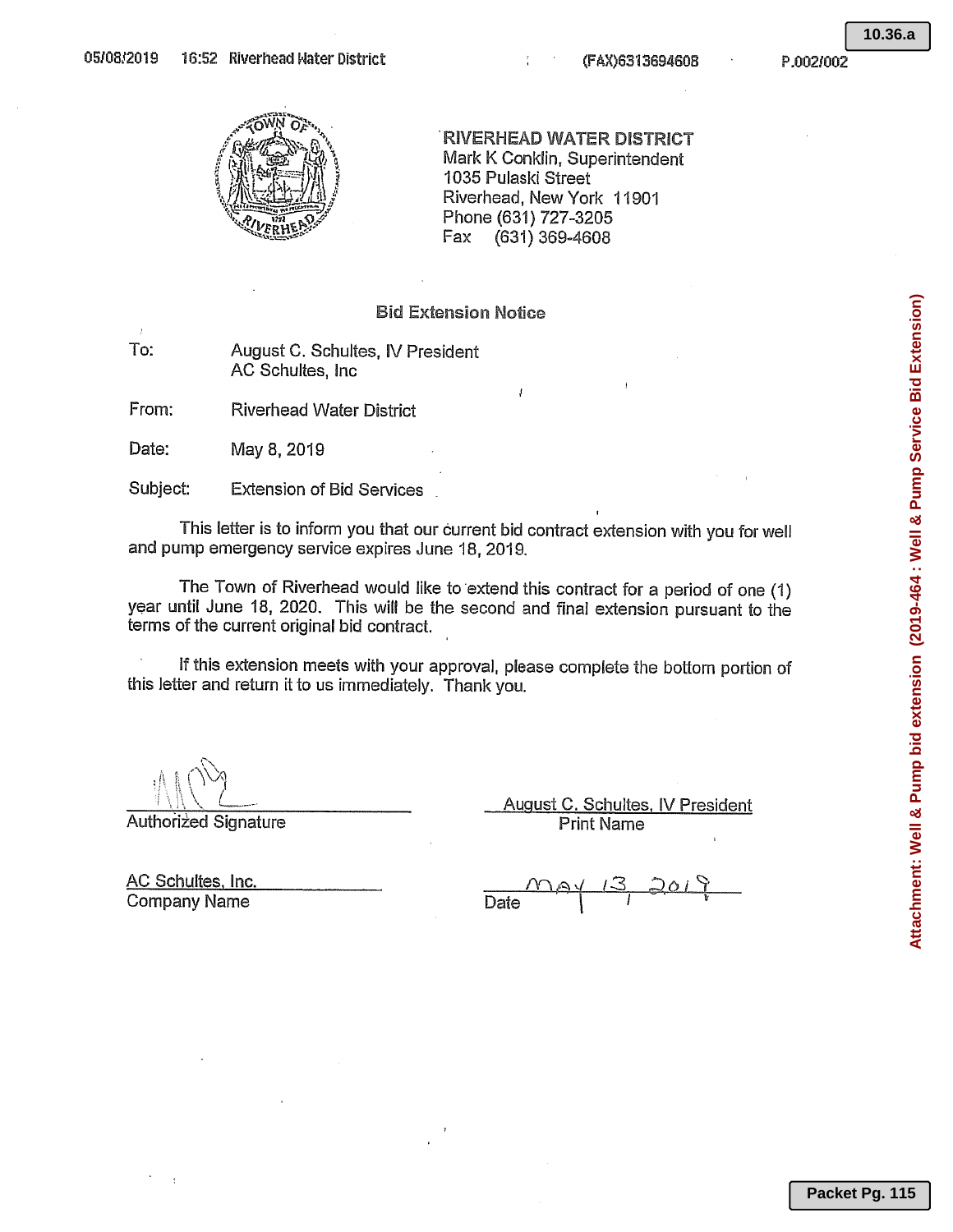**RIVERHEAD WATER DISTRICT**
Mark K Conklin, Superintendent
1035 Pulaski Street
Riverhead, New York 11901
Phone (631) 727-3205
Fax (631) 369-4608

## Bid Extension Notice

To: August C. Schultes, IV President
AC Schultes, Inc

From: Riverhead Water District

Date: May 8, 2019

Subject: Extension of Bid Services

This letter is to inform you that our current bid contract extension with you for well and pump emergency service expires June 18, 2019.

The Town of Riverhead would like to extend this contract for a period of one (1) year until June 18, 2020. This will be the second and final extension pursuant to the terms of the current original bid contract.

If this extension meets with your approval, please complete the bottom portion of this letter and return it to us immediately. Thank you.

Authorized Signature

August C. Schultes, IV President
Print Name

AC Schultes, Inc.
Company Name

Date: May 13, 2019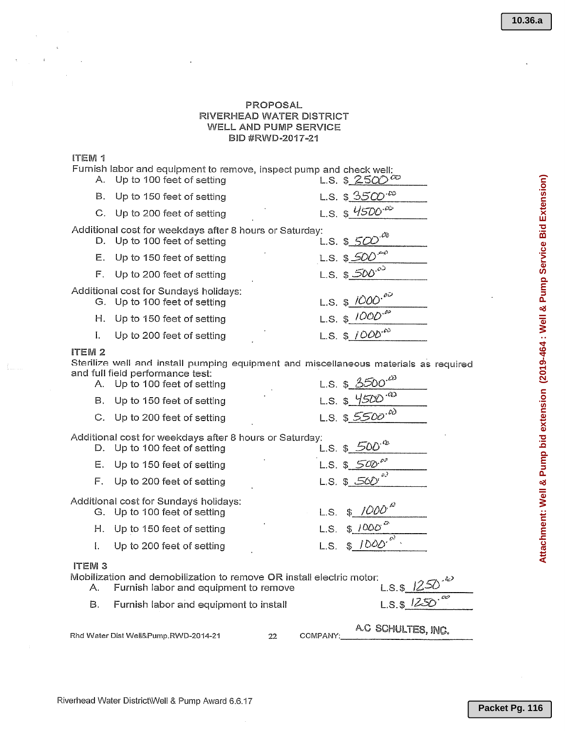PROPOSAL
RIVERHEAD WATER DISTRICT
WELL AND PUMP SERVICE
BID #RWD-2017-21

**ITEM 1**

Furnish labor and equipment to remove, inspect pump and check well:

| | | |
|---|---|---|
| A. | Up to 100 feet of setting | L.S. $ 2500.00 |
| B. | Up to 150 feet of setting | L.S. $ 3500.00 |
| C. | Up to 200 feet of setting | L.S. $ 4500.00 |

Additional cost for weekdays after 8 hours or Saturday:

| | | |
|---|---|---|
| D. | Up to 100 feet of setting | L.S. $ 500.00 |
| E. | Up to 150 feet of setting | L.S. $ 500.00 |
| F. | Up to 200 feet of setting | L.S. $ 500.00 |

Additional cost for Sundays holidays:

| | | |
|---|---|---|
| G. | Up to 100 feet of setting | L.S. $ 1000.00 |
| H. | Up to 150 feet of setting | L.S. $ 1000.00 |
| I. | Up to 200 feet of setting | L.S. $ 1000.00 |

**ITEM 2**

Sterilize well and install pumping equipment and miscellaneous materials as required and full field performance test:

| | | |
|---|---|---|
| A. | Up to 100 feet of setting | L.S. $ 3500.00 |
| B. | Up to 150 feet of setting | L.S. $ 4500.00 |
| C. | Up to 200 feet of setting | L.S. $ 5500.00 |

Additional cost for weekdays after 8 hours or Saturday:

| | | |
|---|---|---|
| D. | Up to 100 feet of setting | L.S. $ 500.00 |
| E. | Up to 150 feet of setting | L.S. $ 500.00 |
| F. | Up to 200 feet of setting | L.S. $ 500.00 |

Additional cost for Sundays holidays:

| | | |
|---|---|---|
| G. | Up to 100 feet of setting | L.S. $ 1000.00 |
| H. | Up to 150 feet of setting | L.S. $ 1000.00 |
| I. | Up to 200 feet of setting | L.S. $ 1000.00 |

**ITEM 3**

Mobilization and demobilization to remove OR install electric motor:

| | | |
|---|---|---|
| A. | Furnish labor and equipment to remove | L.S.$ 1250.00 |
| B. | Furnish labor and equipment to install | L.S.$ 1250.00 |

Rhd Water Dist Well&Pump.RWD-2014-21 &nbsp;&nbsp;&nbsp; 22 &nbsp;&nbsp;&nbsp; COMPANY: A.C SCHULTES, INC.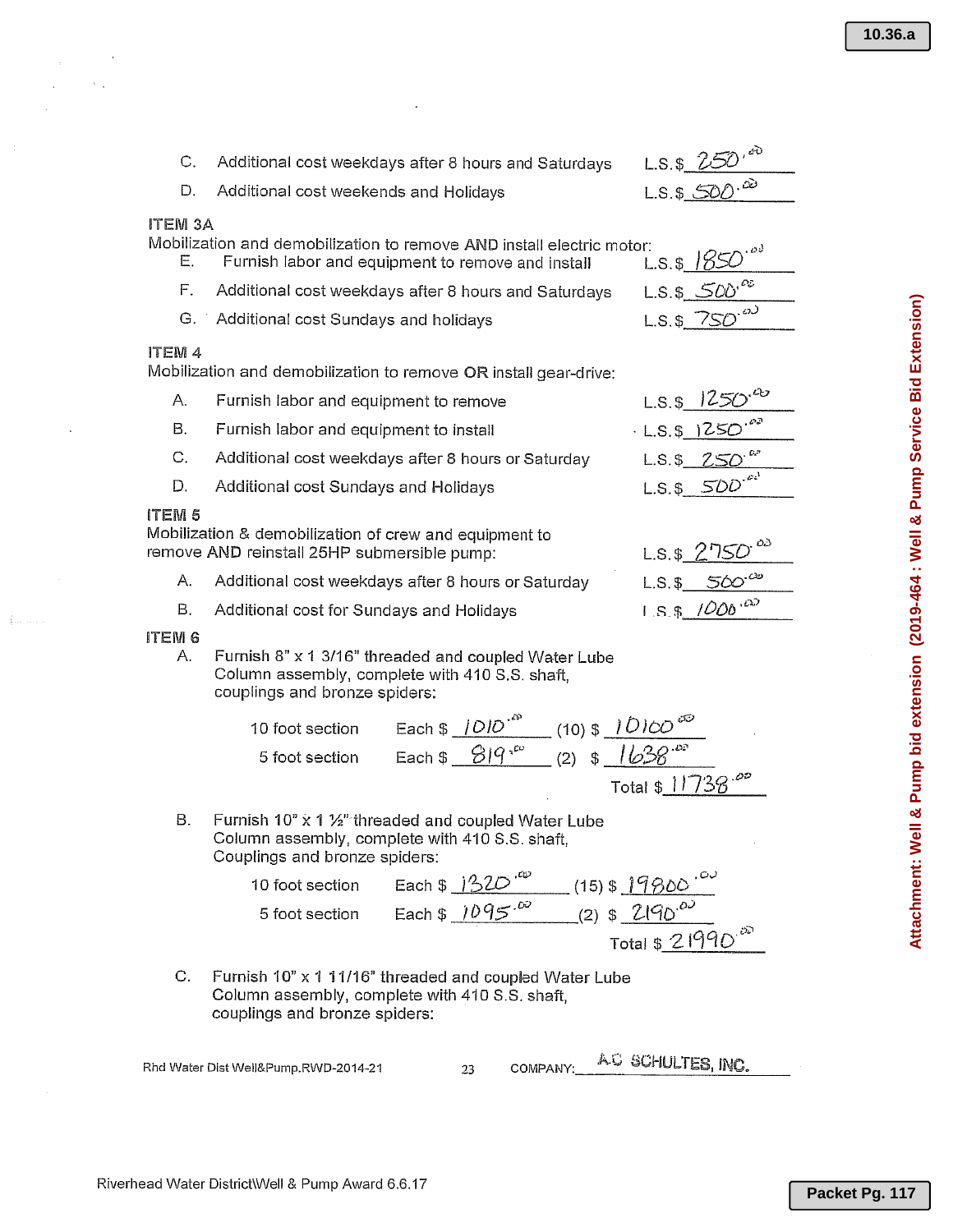C. Additional cost weekdays after 8 hours and Saturdays — L.S.$ 250.00

D. Additional cost weekends and Holidays — L.S.$ 500.00

**ITEM 3A**

Mobilization and demobilization to remove AND install electric motor:

E. Furnish labor and equipment to remove and install — L.S.$ 1850.00

F. Additional cost weekdays after 8 hours and Saturdays — L.S.$ 500.00

G. Additional cost Sundays and holidays — L.S.$ 750.00

**ITEM 4**

Mobilization and demobilization to remove OR install gear-drive:

A. Furnish labor and equipment to remove — L.S.$ 1250.00

B. Furnish labor and equipment to install — L.S.$ 1250.00

C. Additional cost weekdays after 8 hours or Saturday — L.S.$ 250.00

D. Additional cost Sundays and Holidays — L.S.$ 500.00

**ITEM 5**

Mobilization & demobilization of crew and equipment to remove AND reinstall 25HP submersible pump: — L.S.$ 2750.00

A. Additional cost weekdays after 8 hours or Saturday — L.S.$ 500.00

B. Additional cost for Sundays and Holidays — L.S.$ 1000.00

**ITEM 6**

A. Furnish 8" x 1 3/16" threaded and coupled Water Lube Column assembly, complete with 410 S.S. shaft, couplings and bronze spiders:

| | | | |
|---|---|---|---|
| 10 foot section | Each $ 1010.00 | (10) | $ 10100.00 |
| 5 foot section | Each $ 819.00 | (2) | $ 1638.00 |
| | | Total | $ 11738.00 |

B. Furnish 10" x 1 ½" threaded and coupled Water Lube Column assembly, complete with 410 S.S. shaft, Couplings and bronze spiders:

| | | | |
|---|---|---|---|
| 10 foot section | Each $ 1320.00 | (15) | $ 19800.00 |
| 5 foot section | Each $ 1095.00 | (2) | $ 2190.00 |
| | | Total | $ 21990.00 |

C. Furnish 10" x 1 11/16" threaded and coupled Water Lube Column assembly, complete with 410 S.S. shaft, couplings and bronze spiders:

Rhd Water Dist Well&Pump.RWD-2014-21 — COMPANY: A.C. SCHULTES, INC.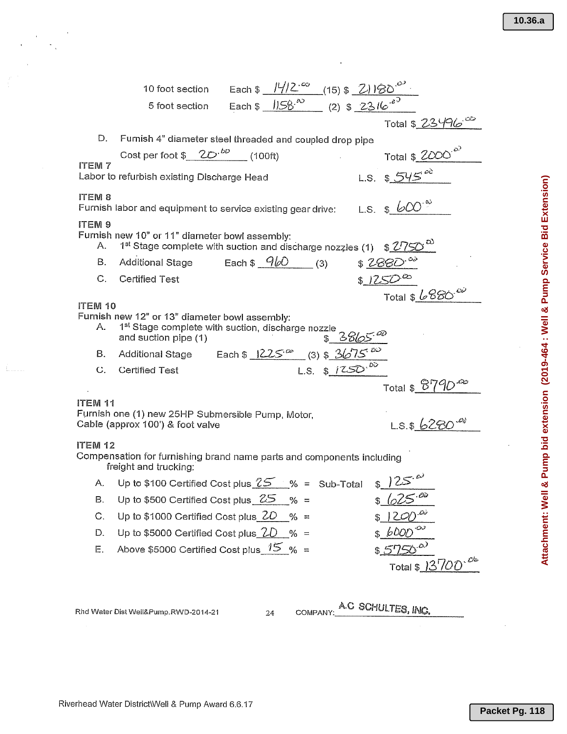10 foot section Each $ 1412.00 (15) $ 21180.00

5 foot section Each $ 1158.00 (2) $ 2316.00

Total $ 23496.00

D. Furnish 4" diameter steel threaded and coupled drop pipe

Cost per foot $ 20.00 (100ft) Total $ 2000.00

**ITEM 7**

Labor to refurbish existing Discharge Head L.S. $ 545.00

**ITEM 8**

Furnish labor and equipment to service existing gear drive: L.S. $ 600.00

**ITEM 9**

Furnish new 10" or 11" diameter bowl assembly:

A. 1st Stage complete with suction and discharge nozzles (1) $ 2750.00

B. Additional Stage Each $ 960 (3) $ 2880.00

C. Certified Test $ 1250.00

Total $ 6880.00

**ITEM 10**

Furnish new 12" or 13" diameter bowl assembly:

A. 1st Stage complete with suction, discharge nozzle and suction pipe (1) $ 3865.00

B. Additional Stage Each $ 1225.00 (3) $ 3675.00

C. Certified Test L.S. $ 1250.00

Total $ 8790.00

**ITEM 11**

Furnish one (1) new 25HP Submersible Pump, Motor, Cable (approx 100') & foot valve L.S. $ 6280.00

**ITEM 12**

Compensation for furnishing brand name parts and components including freight and trucking:

A. Up to $100 Certified Cost plus 25 % = Sub-Total $ 125.00

B. Up to $500 Certified Cost plus 25 % = $ 625.00

C. Up to $1000 Certified Cost plus 20 % = $ 1200.00

D. Up to $5000 Certified Cost plus 20 % = $ 6000.00

E. Above $5000 Certified Cost plus 15 % = $ 5750.00

Total $ 13700.00

Rhd Water Dist Well&Pump.RWD-2014-21 24 COMPANY: A.C SCHULTES, INC.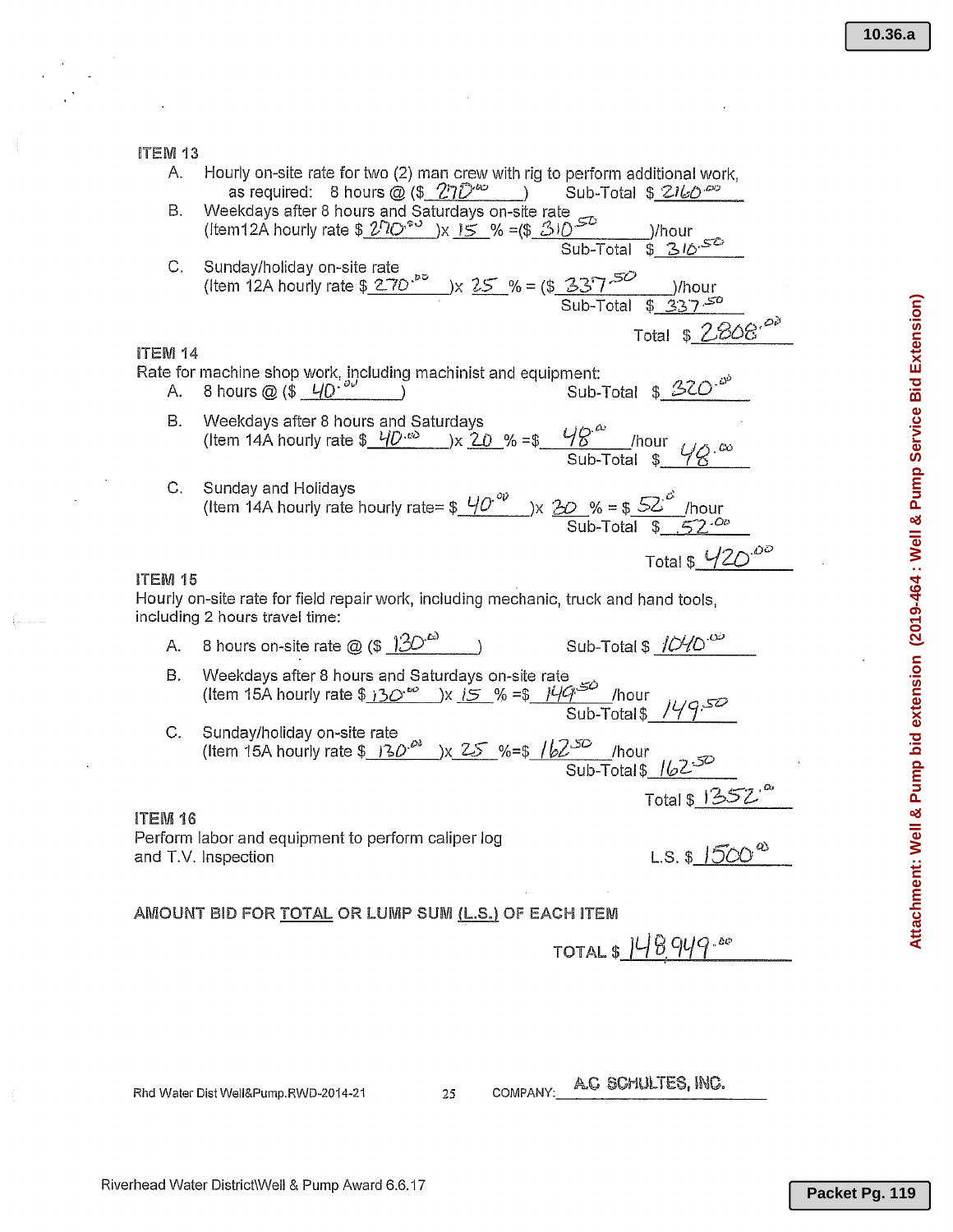**ITEM 13**

A. Hourly on-site rate for two (2) man crew with rig to perform additional work, as required: 8 hours @ ($ 270.00 ) Sub-Total $ 2160.00

B. Weekdays after 8 hours and Saturdays on-site rate (Item12A hourly rate $ 270.00 )x 15 % =($ 310.50 )/hour Sub-Total $ 310.50

C. Sunday/holiday on-site rate (Item 12A hourly rate $ 270.00 )x 25 % = ($ 337.50 )/hour Sub-Total $ 337.50

Total $ 2808.00

**ITEM 14**

Rate for machine shop work, including machinist and equipment:

A. 8 hours @ ($ 40.00 ) Sub-Total $ 320.00

B. Weekdays after 8 hours and Saturdays (Item 14A hourly rate $ 40.00 )x 20 % =$ 48.00 /hour Sub-Total $ 48.00

C. Sunday and Holidays (Item 14A hourly rate hourly rate= $ 40.00 )x 30 % = $ 52.00 /hour Sub-Total $ 52.00

Total $ 420.00

**ITEM 15**

Hourly on-site rate for field repair work, including mechanic, truck and hand tools, including 2 hours travel time:

A. 8 hours on-site rate @ ($ 130.00 ) Sub-Total $ 1040.00

B. Weekdays after 8 hours and Saturdays on-site rate (Item 15A hourly rate $ 130.00 )x 15 % =$ 149.50 /hour Sub-Total $ 149.50

C. Sunday/holiday on-site rate (Item 15A hourly rate $ 130.00 )x 25 %=$ 162.50 /hour Sub-Total $ 162.50

Total $ 1352.00

**ITEM 16**

Perform labor and equipment to perform caliper log and T.V. Inspection L.S. $ 1500.00

**AMOUNT BID FOR TOTAL OR LUMP SUM (L.S.) OF EACH ITEM**

TOTAL $ 148,949.00

Rhd Water Dist Well&Pump.RWD-2014-21 COMPANY: A.C. SCHULTES, INC.